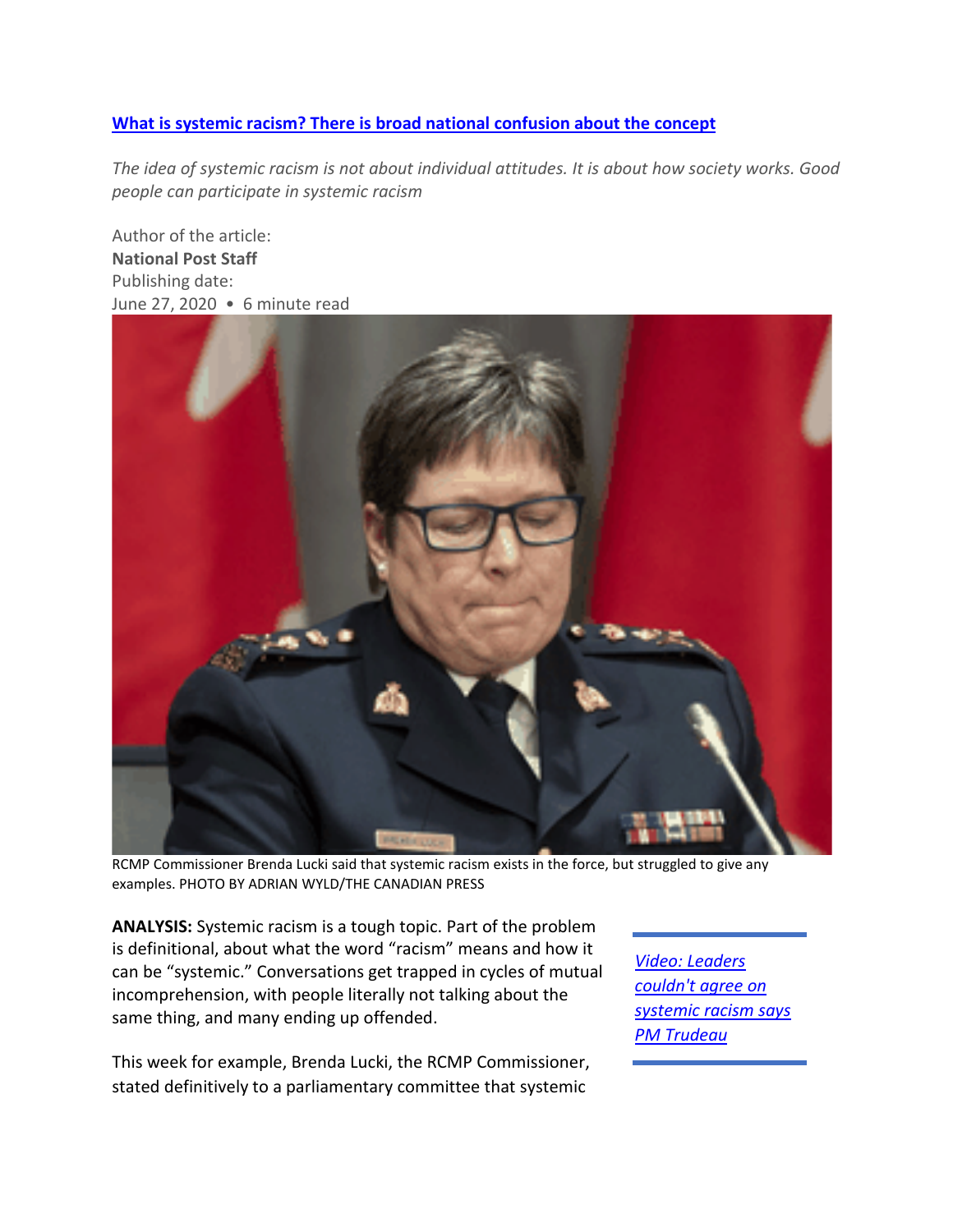# [What is systemic racism? There is broad national confusion about the concept]

*The idea of systemic racism is not about individual attitudes. It is about how society works. Good people can participate in systemic racism*

Author of the article:
**National Post Staff**
Publishing date:
June 27, 2020 • 6 minute read

RCMP Commissioner Brenda Lucki said that systemic racism exists in the force, but struggled to give any examples. PHOTO BY ADRIAN WYLD/THE CANADIAN PRESS

**ANALYSIS:** Systemic racism is a tough topic. Part of the problem is definitional, about what the word "racism" means and how it can be "systemic." Conversations get trapped in cycles of mutual incomprehension, with people literally not talking about the same thing, and many ending up offended.

*[Video: Leaders couldn't agree on systemic racism says PM Trudeau]*

This week for example, Brenda Lucki, the RCMP Commissioner, stated definitively to a parliamentary committee that systemic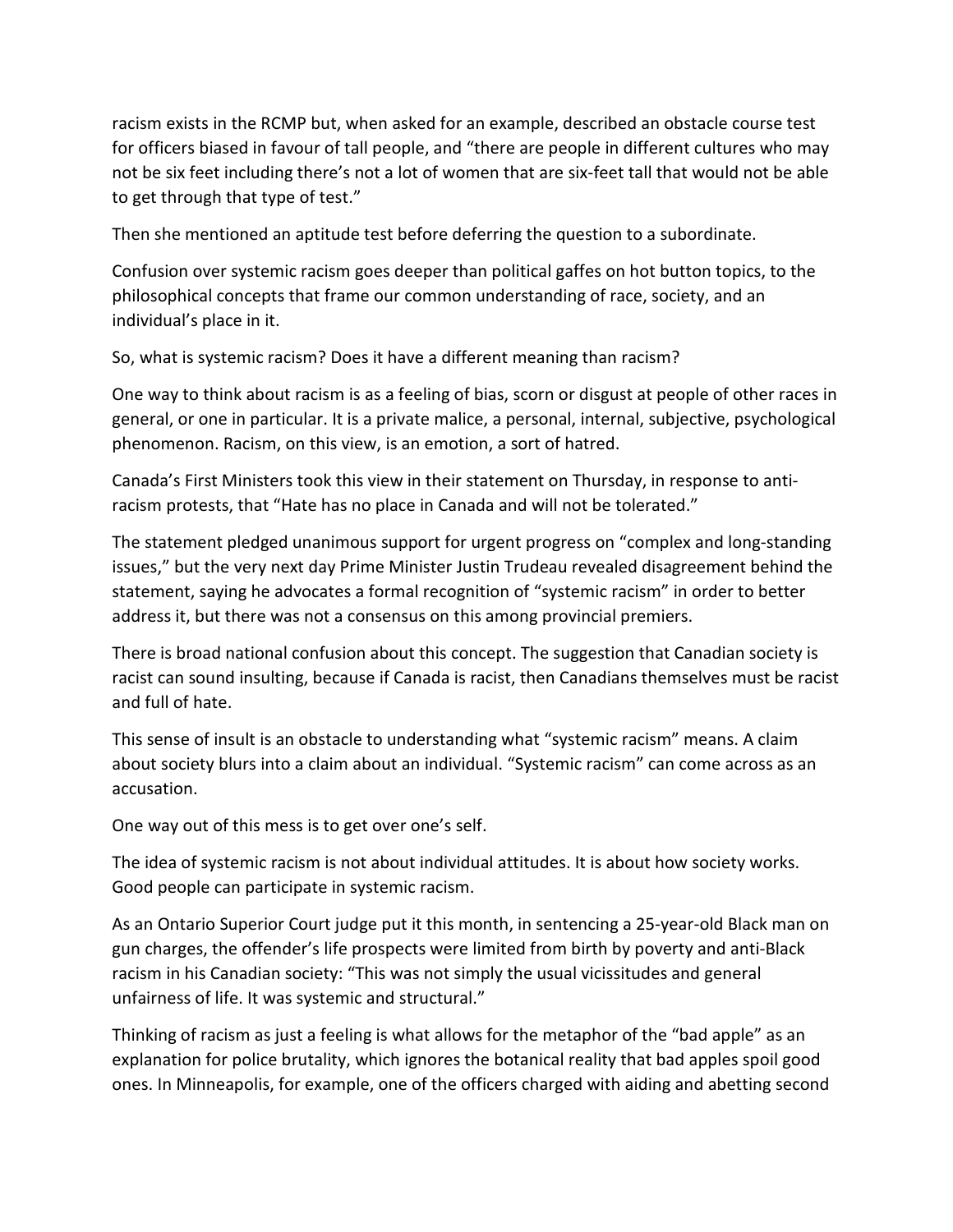racism exists in the RCMP but, when asked for an example, described an obstacle course test for officers biased in favour of tall people, and "there are people in different cultures who may not be six feet including there's not a lot of women that are six-feet tall that would not be able to get through that type of test."

Then she mentioned an aptitude test before deferring the question to a subordinate.

Confusion over systemic racism goes deeper than political gaffes on hot button topics, to the philosophical concepts that frame our common understanding of race, society, and an individual's place in it.

So, what is systemic racism? Does it have a different meaning than racism?

One way to think about racism is as a feeling of bias, scorn or disgust at people of other races in general, or one in particular. It is a private malice, a personal, internal, subjective, psychological phenomenon. Racism, on this view, is an emotion, a sort of hatred.

Canada's First Ministers took this view in their statement on Thursday, in response to anti-racism protests, that "Hate has no place in Canada and will not be tolerated."

The statement pledged unanimous support for urgent progress on "complex and long-standing issues," but the very next day Prime Minister Justin Trudeau revealed disagreement behind the statement, saying he advocates a formal recognition of "systemic racism" in order to better address it, but there was not a consensus on this among provincial premiers.

There is broad national confusion about this concept. The suggestion that Canadian society is racist can sound insulting, because if Canada is racist, then Canadians themselves must be racist and full of hate.

This sense of insult is an obstacle to understanding what "systemic racism" means. A claim about society blurs into a claim about an individual. "Systemic racism" can come across as an accusation.

One way out of this mess is to get over one's self.

The idea of systemic racism is not about individual attitudes. It is about how society works. Good people can participate in systemic racism.

As an Ontario Superior Court judge put it this month, in sentencing a 25-year-old Black man on gun charges, the offender's life prospects were limited from birth by poverty and anti-Black racism in his Canadian society: "This was not simply the usual vicissitudes and general unfairness of life. It was systemic and structural."

Thinking of racism as just a feeling is what allows for the metaphor of the "bad apple" as an explanation for police brutality, which ignores the botanical reality that bad apples spoil good ones. In Minneapolis, for example, one of the officers charged with aiding and abetting second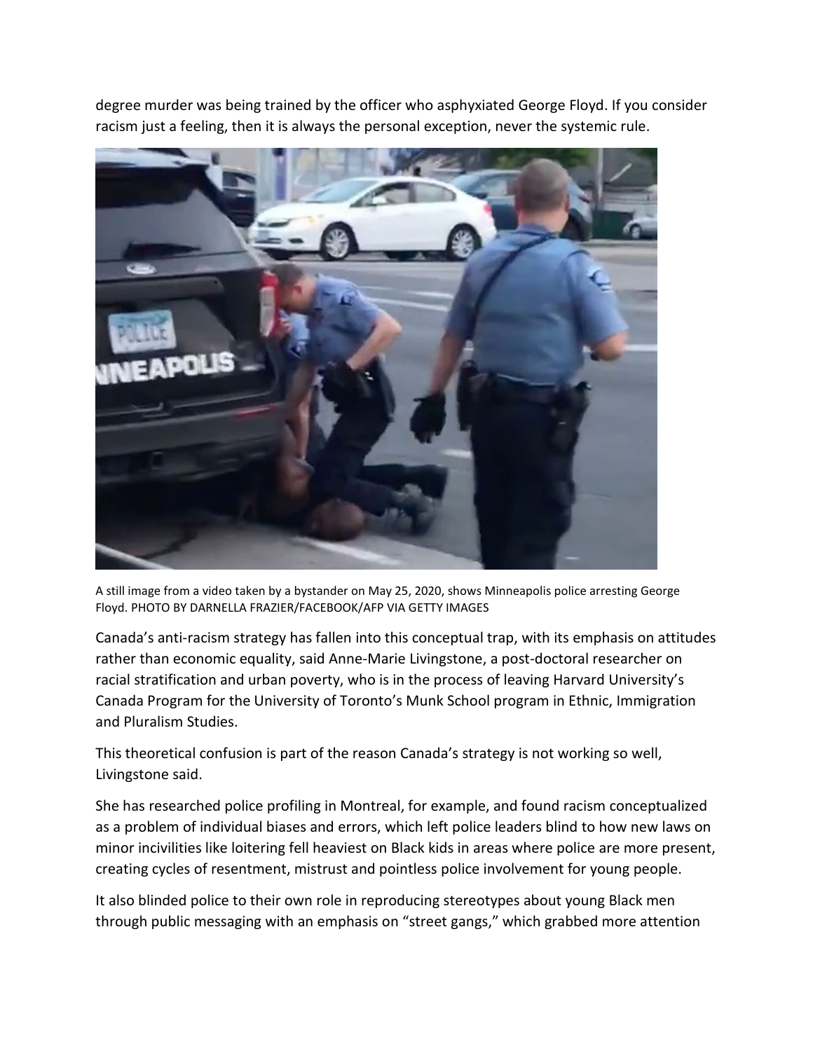degree murder was being trained by the officer who asphyxiated George Floyd. If you consider racism just a feeling, then it is always the personal exception, never the systemic rule.

A still image from a video taken by a bystander on May 25, 2020, shows Minneapolis police arresting George Floyd. PHOTO BY DARNELLA FRAZIER/FACEBOOK/AFP VIA GETTY IMAGES

Canada's anti-racism strategy has fallen into this conceptual trap, with its emphasis on attitudes rather than economic equality, said Anne-Marie Livingstone, a post-doctoral researcher on racial stratification and urban poverty, who is in the process of leaving Harvard University's Canada Program for the University of Toronto's Munk School program in Ethnic, Immigration and Pluralism Studies.

This theoretical confusion is part of the reason Canada's strategy is not working so well, Livingstone said.

She has researched police profiling in Montreal, for example, and found racism conceptualized as a problem of individual biases and errors, which left police leaders blind to how new laws on minor incivilities like loitering fell heaviest on Black kids in areas where police are more present, creating cycles of resentment, mistrust and pointless police involvement for young people.

It also blinded police to their own role in reproducing stereotypes about young Black men through public messaging with an emphasis on "street gangs," which grabbed more attention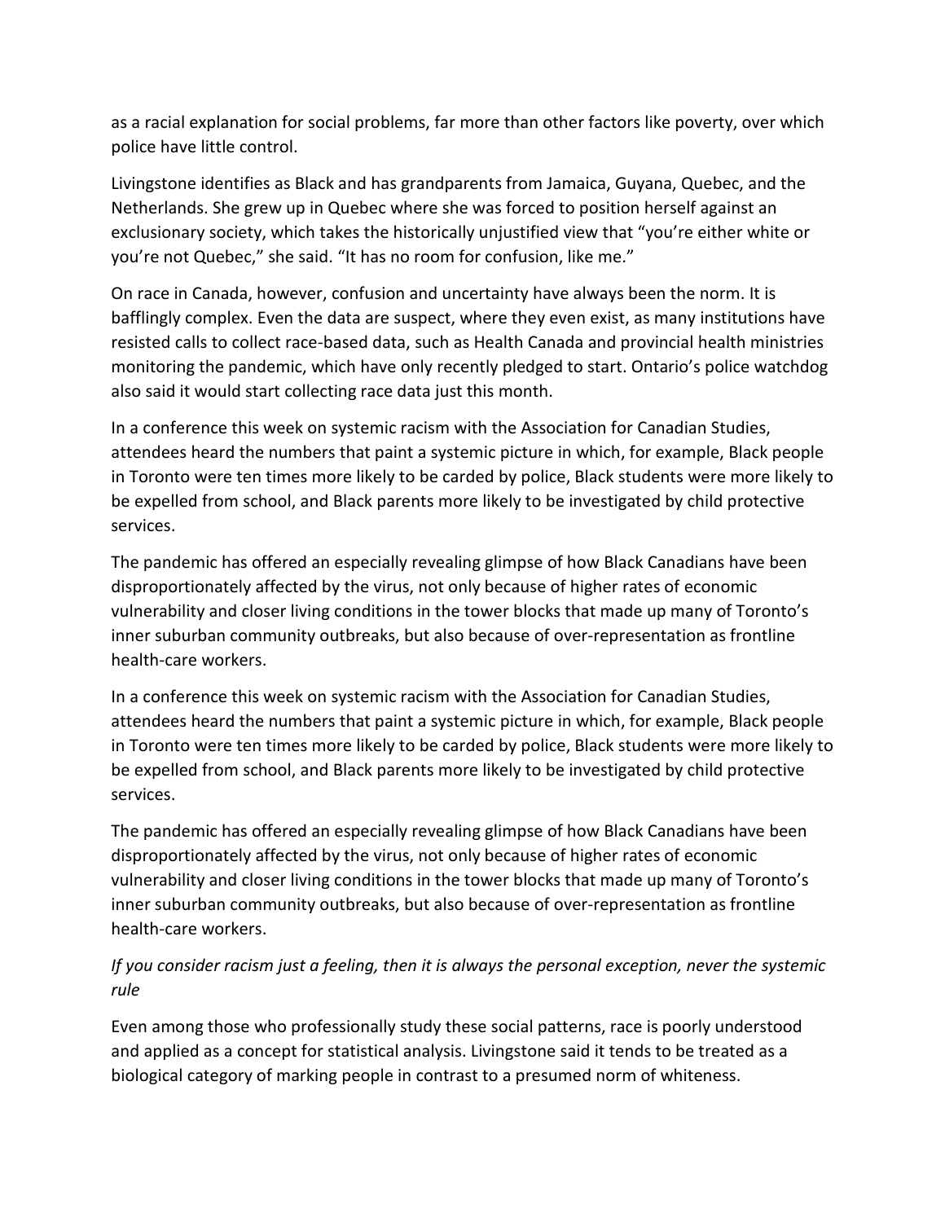as a racial explanation for social problems, far more than other factors like poverty, over which police have little control.

Livingstone identifies as Black and has grandparents from Jamaica, Guyana, Quebec, and the Netherlands. She grew up in Quebec where she was forced to position herself against an exclusionary society, which takes the historically unjustified view that "you're either white or you're not Quebec," she said. "It has no room for confusion, like me."

On race in Canada, however, confusion and uncertainty have always been the norm. It is bafflingly complex. Even the data are suspect, where they even exist, as many institutions have resisted calls to collect race-based data, such as Health Canada and provincial health ministries monitoring the pandemic, which have only recently pledged to start. Ontario's police watchdog also said it would start collecting race data just this month.

In a conference this week on systemic racism with the Association for Canadian Studies, attendees heard the numbers that paint a systemic picture in which, for example, Black people in Toronto were ten times more likely to be carded by police, Black students were more likely to be expelled from school, and Black parents more likely to be investigated by child protective services.

The pandemic has offered an especially revealing glimpse of how Black Canadians have been disproportionately affected by the virus, not only because of higher rates of economic vulnerability and closer living conditions in the tower blocks that made up many of Toronto's inner suburban community outbreaks, but also because of over-representation as frontline health-care workers.

In a conference this week on systemic racism with the Association for Canadian Studies, attendees heard the numbers that paint a systemic picture in which, for example, Black people in Toronto were ten times more likely to be carded by police, Black students were more likely to be expelled from school, and Black parents more likely to be investigated by child protective services.

The pandemic has offered an especially revealing glimpse of how Black Canadians have been disproportionately affected by the virus, not only because of higher rates of economic vulnerability and closer living conditions in the tower blocks that made up many of Toronto's inner suburban community outbreaks, but also because of over-representation as frontline health-care workers.

*If you consider racism just a feeling, then it is always the personal exception, never the systemic rule*

Even among those who professionally study these social patterns, race is poorly understood and applied as a concept for statistical analysis. Livingstone said it tends to be treated as a biological category of marking people in contrast to a presumed norm of whiteness.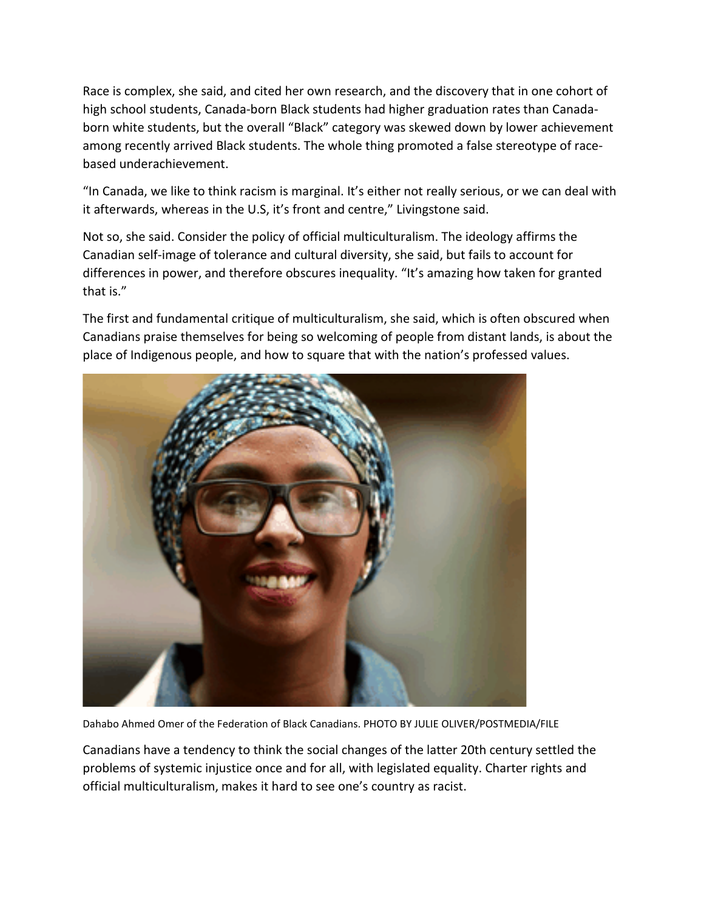Race is complex, she said, and cited her own research, and the discovery that in one cohort of high school students, Canada-born Black students had higher graduation rates than Canada-born white students, but the overall "Black" category was skewed down by lower achievement among recently arrived Black students. The whole thing promoted a false stereotype of race-based underachievement.

"In Canada, we like to think racism is marginal. It's either not really serious, or we can deal with it afterwards, whereas in the U.S, it's front and centre," Livingstone said.

Not so, she said. Consider the policy of official multiculturalism. The ideology affirms the Canadian self-image of tolerance and cultural diversity, she said, but fails to account for differences in power, and therefore obscures inequality. "It's amazing how taken for granted that is."

The first and fundamental critique of multiculturalism, she said, which is often obscured when Canadians praise themselves for being so welcoming of people from distant lands, is about the place of Indigenous people, and how to square that with the nation's professed values.

Dahabo Ahmed Omer of the Federation of Black Canadians. PHOTO BY JULIE OLIVER/POSTMEDIA/FILE

Canadians have a tendency to think the social changes of the latter 20th century settled the problems of systemic injustice once and for all, with legislated equality. Charter rights and official multiculturalism, makes it hard to see one's country as racist.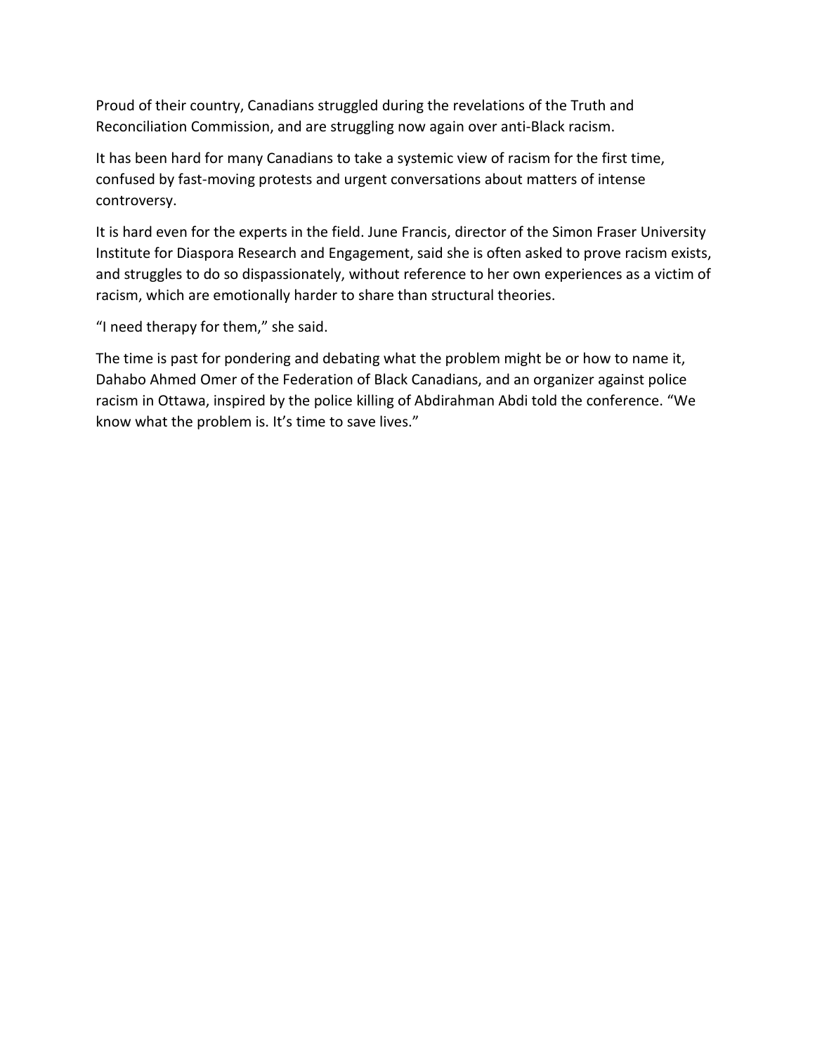Proud of their country, Canadians struggled during the revelations of the Truth and Reconciliation Commission, and are struggling now again over anti-Black racism.

It has been hard for many Canadians to take a systemic view of racism for the first time, confused by fast-moving protests and urgent conversations about matters of intense controversy.

It is hard even for the experts in the field. June Francis, director of the Simon Fraser University Institute for Diaspora Research and Engagement, said she is often asked to prove racism exists, and struggles to do so dispassionately, without reference to her own experiences as a victim of racism, which are emotionally harder to share than structural theories.

"I need therapy for them," she said.

The time is past for pondering and debating what the problem might be or how to name it, Dahabo Ahmed Omer of the Federation of Black Canadians, and an organizer against police racism in Ottawa, inspired by the police killing of Abdirahman Abdi told the conference. "We know what the problem is. It's time to save lives."